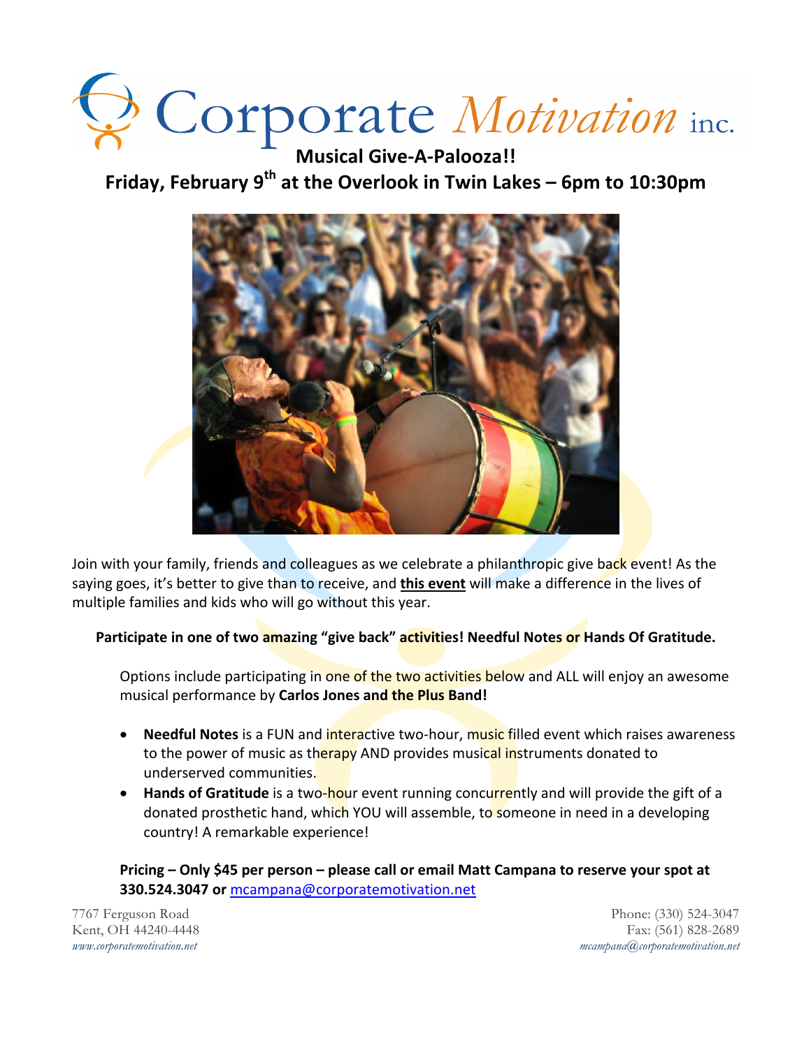# Corporate Motivation inc.

## Musical Give-A-Palooza!!

## Friday, February 9th at the Overlook in Twin Lakes – 6pm to 10:30pm

Join with your family, friends and colleagues as we celebrate a philanthropic give back event! As the saying goes, it's better to give than to receive, and **this event** will make a difference in the lives of multiple families and kids who will go without this year.

**Participate in one of two amazing "give back" activities! Needful Notes or Hands Of Gratitude.**

Options include participating in one of the two activities below and ALL will enjoy an awesome musical performance by **Carlos Jones and the Plus Band!**

- **Needful Notes** is a FUN and interactive two-hour, music filled event which raises awareness to the power of music as therapy AND provides musical instruments donated to underserved communities.
- **Hands of Gratitude** is a two-hour event running concurrently and will provide the gift of a donated prosthetic hand, which YOU will assemble, to someone in need in a developing country! A remarkable experience!

**Pricing – Only $45 per person – please call or email Matt Campana to reserve your spot at 330.524.3047 or** mcampana@corporatemotivation.net

7767 Ferguson Road
Kent, OH 44240-4448
*www.corporatemotivation.net*

Phone: (330) 524-3047
Fax: (561) 828-2689
*mcampana@corporatemotivation.net*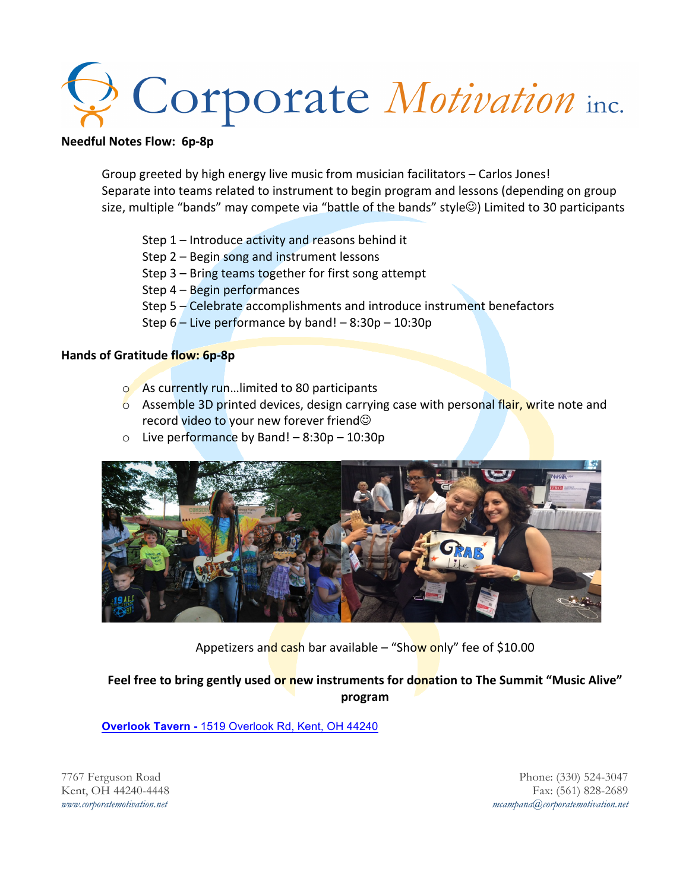Corporate Motivation inc.

**Needful Notes Flow: 6p-8p**

Group greeted by high energy live music from musician facilitators – Carlos Jones!
Separate into teams related to instrument to begin program and lessons (depending on group size, multiple "bands" may compete via "battle of the bands" style☺) Limited to 30 participants

Step 1 – Introduce activity and reasons behind it
Step 2 – Begin song and instrument lessons
Step 3 – Bring teams together for first song attempt
Step 4 – Begin performances
Step 5 – Celebrate accomplishments and introduce instrument benefactors
Step 6 – Live performance by band! – 8:30p – 10:30p

**Hands of Gratitude flow: 6p-8p**

- As currently run…limited to 80 participants
- Assemble 3D printed devices, design carrying case with personal flair, write note and record video to your new forever friend☺
- Live performance by Band! – 8:30p – 10:30p

Appetizers and cash bar available – "Show only" fee of $10.00

**Feel free to bring gently used or new instruments for donation to The Summit "Music Alive" program**

**Overlook Tavern -** 1519 Overlook Rd, Kent, OH 44240

7767 Ferguson Road
Kent, OH 44240-4448
*www.corporatemotivation.net*

Phone: (330) 524-3047
Fax: (561) 828-2689
*mcampana@corporatemotivation.net*